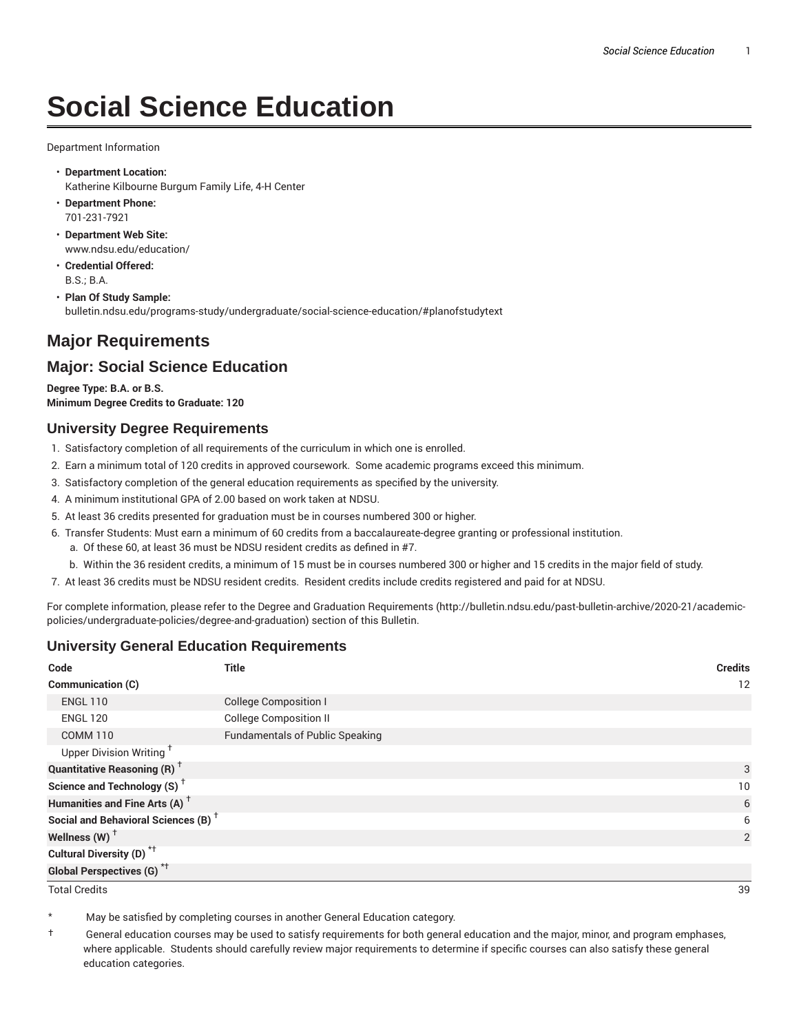// Social Science Education

Department Information

- **Department Location:**
  Katherine Kilbourne Burgum Family Life, 4-H Center
- **Department Phone:**
  701-231-7921
- **Department Web Site:**
  www.ndsu.edu/education/
- **Credential Offered:**
  B.S.; B.A.
- **Plan Of Study Sample:**
  bulletin.ndsu.edu/programs-study/undergraduate/social-science-education/#planofstudytext

## Major Requirements

## Major: Social Science Education

**Degree Type: B.A. or B.S.**
**Minimum Degree Credits to Graduate: 120**

### University Degree Requirements

1. Satisfactory completion of all requirements of the curriculum in which one is enrolled.
2. Earn a minimum total of 120 credits in approved coursework. Some academic programs exceed this minimum.
3. Satisfactory completion of the general education requirements as specified by the university.
4. A minimum institutional GPA of 2.00 based on work taken at NDSU.
5. At least 36 credits presented for graduation must be in courses numbered 300 or higher.
6. Transfer Students: Must earn a minimum of 60 credits from a baccalaureate-degree granting or professional institution.
   a. Of these 60, at least 36 must be NDSU resident credits as defined in #7.
   b. Within the 36 resident credits, a minimum of 15 must be in courses numbered 300 or higher and 15 credits in the major field of study.
7. At least 36 credits must be NDSU resident credits. Resident credits include credits registered and paid for at NDSU.

For complete information, please refer to the Degree and Graduation Requirements (http://bulletin.ndsu.edu/past-bulletin-archive/2020-21/academic-policies/undergraduate-policies/degree-and-graduation) section of this Bulletin.

### University General Education Requirements

| Code | Title | Credits |
|---|---|---|
| **Communication (C)** | | 12 |
| ENGL 110 | College Composition I | |
| ENGL 120 | College Composition II | |
| COMM 110 | Fundamentals of Public Speaking | |
| Upper Division Writing † | | |
| **Quantitative Reasoning (R)** † | | 3 |
| **Science and Technology (S)** † | | 10 |
| **Humanities and Fine Arts (A)** † | | 6 |
| **Social and Behavioral Sciences (B)** † | | 6 |
| **Wellness (W)** † | | 2 |
| **Cultural Diversity (D)** *† | | |
| **Global Perspectives (G)** *† | | |
| Total Credits | | 39 |

\* May be satisfied by completing courses in another General Education category.

† General education courses may be used to satisfy requirements for both general education and the major, minor, and program emphases, where applicable. Students should carefully review major requirements to determine if specific courses can also satisfy these general education categories.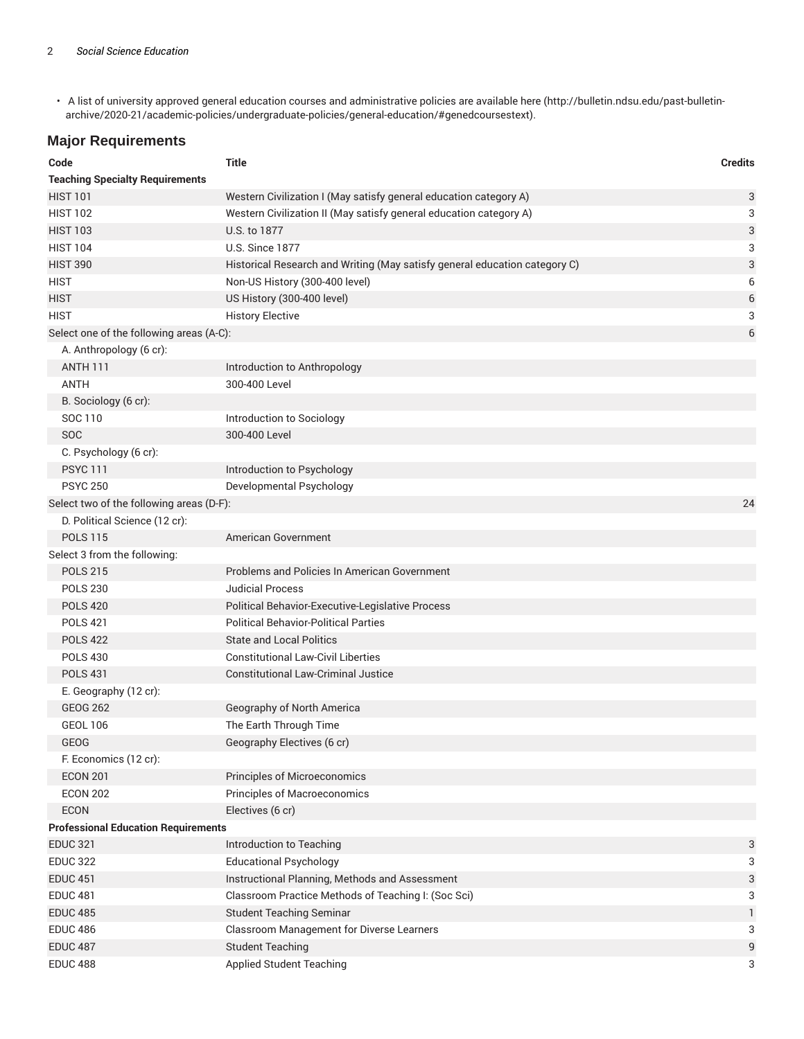- A list of university approved general education courses and administrative policies are available here (http://bulletin.ndsu.edu/past-bulletin-archive/2020-21/academic-policies/undergraduate-policies/general-education/#genedcoursestext).

## Major Requirements

| Code | Title | Credits |
|---|---|---|
| **Teaching Specialty Requirements** | | |
| HIST 101 | Western Civilization I (May satisfy general education category A) | 3 |
| HIST 102 | Western Civilization II (May satisfy general education category A) | 3 |
| HIST 103 | U.S. to 1877 | 3 |
| HIST 104 | U.S. Since 1877 | 3 |
| HIST 390 | Historical Research and Writing (May satisfy general education category C) | 3 |
| HIST | Non-US History (300-400 level) | 6 |
| HIST | US History (300-400 level) | 6 |
| HIST | History Elective | 3 |
| Select one of the following areas (A-C): | | 6 |
| A. Anthropology (6 cr): | | |
| ANTH 111 | Introduction to Anthropology | |
| ANTH | 300-400 Level | |
| B. Sociology (6 cr): | | |
| SOC 110 | Introduction to Sociology | |
| SOC | 300-400 Level | |
| C. Psychology (6 cr): | | |
| PSYC 111 | Introduction to Psychology | |
| PSYC 250 | Developmental Psychology | |
| Select two of the following areas (D-F): | | 24 |
| D. Political Science (12 cr): | | |
| POLS 115 | American Government | |
| Select 3 from the following: | | |
| POLS 215 | Problems and Policies In American Government | |
| POLS 230 | Judicial Process | |
| POLS 420 | Political Behavior-Executive-Legislative Process | |
| POLS 421 | Political Behavior-Political Parties | |
| POLS 422 | State and Local Politics | |
| POLS 430 | Constitutional Law-Civil Liberties | |
| POLS 431 | Constitutional Law-Criminal Justice | |
| E. Geography (12 cr): | | |
| GEOG 262 | Geography of North America | |
| GEOL 106 | The Earth Through Time | |
| GEOG | Geography Electives (6 cr) | |
| F. Economics (12 cr): | | |
| ECON 201 | Principles of Microeconomics | |
| ECON 202 | Principles of Macroeconomics | |
| ECON | Electives (6 cr) | |
| **Professional Education Requirements** | | |
| EDUC 321 | Introduction to Teaching | 3 |
| EDUC 322 | Educational Psychology | 3 |
| EDUC 451 | Instructional Planning, Methods and Assessment | 3 |
| EDUC 481 | Classroom Practice Methods of Teaching I: (Soc Sci) | 3 |
| EDUC 485 | Student Teaching Seminar | 1 |
| EDUC 486 | Classroom Management for Diverse Learners | 3 |
| EDUC 487 | Student Teaching | 9 |
| EDUC 488 | Applied Student Teaching | 3 |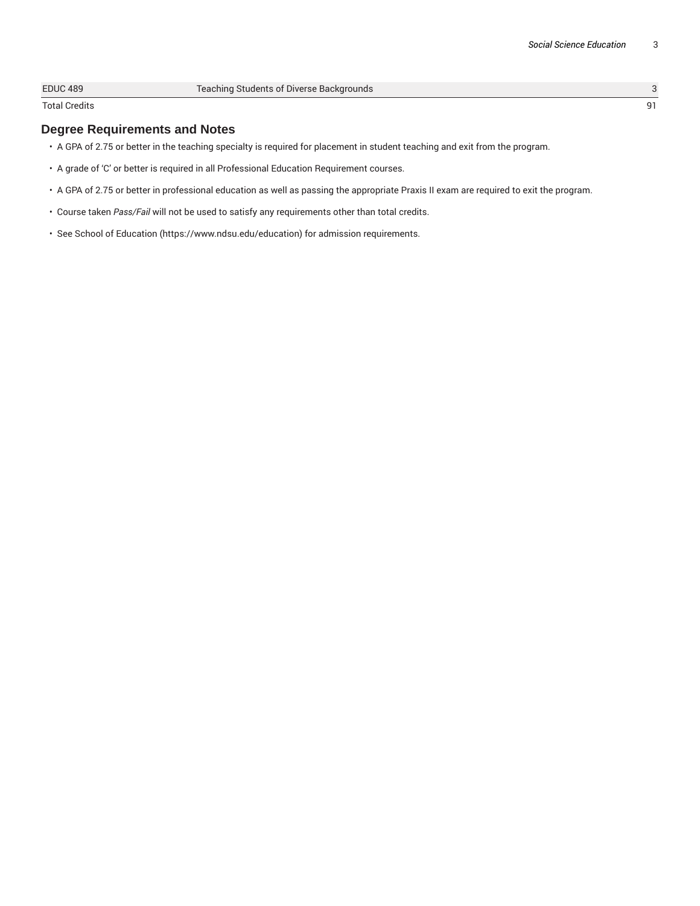| | | |
|---|---|---|
| EDUC 489 | Teaching Students of Diverse Backgrounds | 3 |
| Total Credits | | 91 |

## Degree Requirements and Notes

- A GPA of 2.75 or better in the teaching specialty is required for placement in student teaching and exit from the program.
- A grade of 'C' or better is required in all Professional Education Requirement courses.
- A GPA of 2.75 or better in professional education as well as passing the appropriate Praxis II exam are required to exit the program.
- Course taken *Pass/Fail* will not be used to satisfy any requirements other than total credits.
- See School of Education (https://www.ndsu.edu/education) for admission requirements.